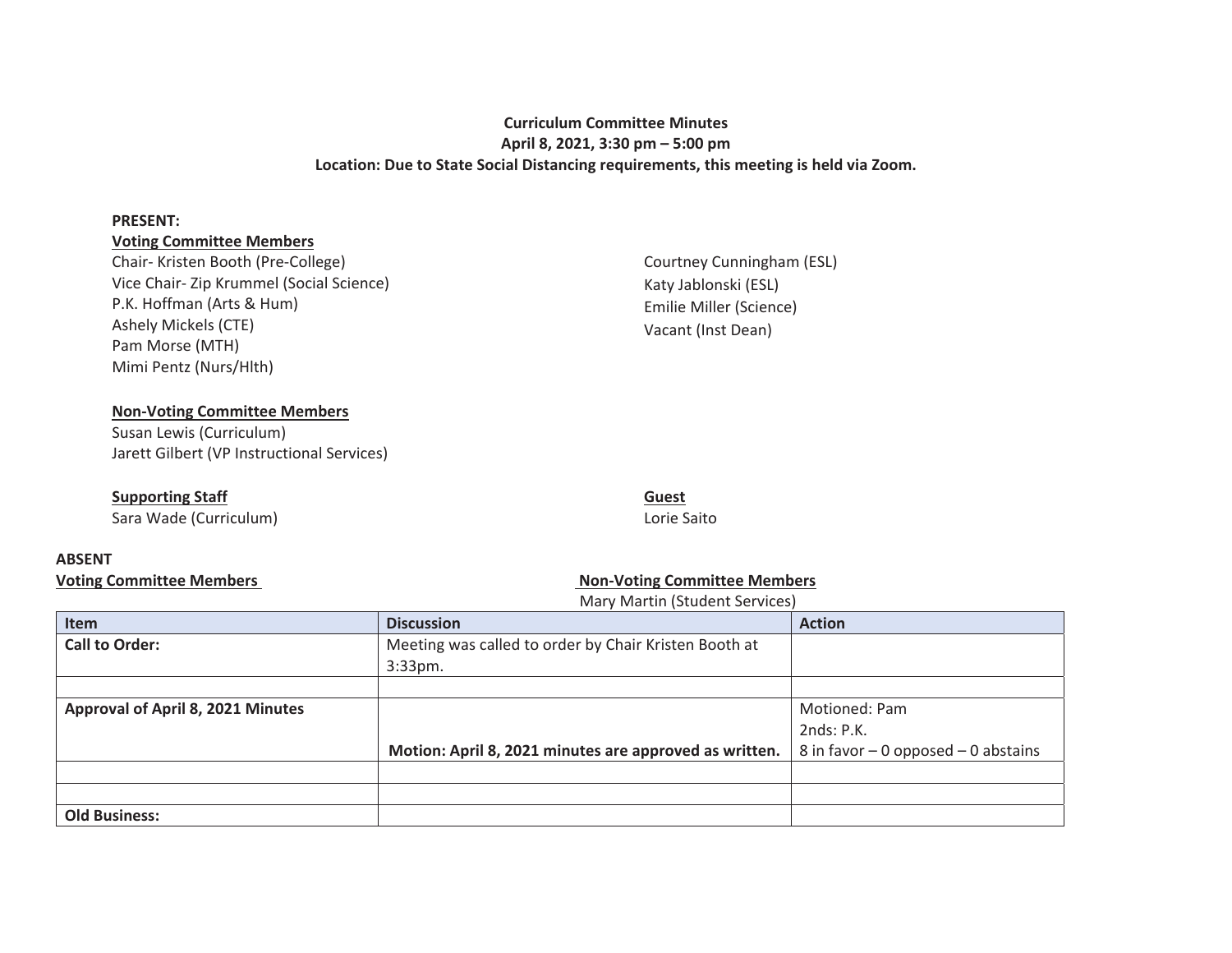**Curriculum Committee Minutes**
**April 8, 2021, 3:30 pm – 5:00 pm**
**Location: Due to State Social Distancing requirements, this meeting is held via Zoom.**

**PRESENT:**

**Voting Committee Members**

Chair- Kristen Booth (Pre-College)
Vice Chair- Zip Krummel (Social Science)
P.K. Hoffman (Arts & Hum)
Ashely Mickels (CTE)
Pam Morse (MTH)
Mimi Pentz (Nurs/Hlth)
Courtney Cunningham (ESL)
Katy Jablonski (ESL)
Emilie Miller (Science)
Vacant (Inst Dean)

**Non-Voting Committee Members**

Susan Lewis (Curriculum)
Jarett Gilbert (VP Instructional Services)

**Supporting Staff**

Sara Wade (Curriculum)

**Guest**

Lorie Saito

**ABSENT**

**Voting Committee Members**

**Non-Voting Committee Members**

Mary Martin (Student Services)

| Item | Discussion | Action |
|---|---|---|
| **Call to Order:** | Meeting was called to order by Chair Kristen Booth at 3:33pm. | |
| | | |
| **Approval of April 8, 2021 Minutes** | **Motion: April 8, 2021 minutes are approved as written.** | Motioned: Pam<br>2nds: P.K.<br>8 in favor – 0 opposed – 0 abstains |
| | | |
| | | |
| **Old Business:** | | |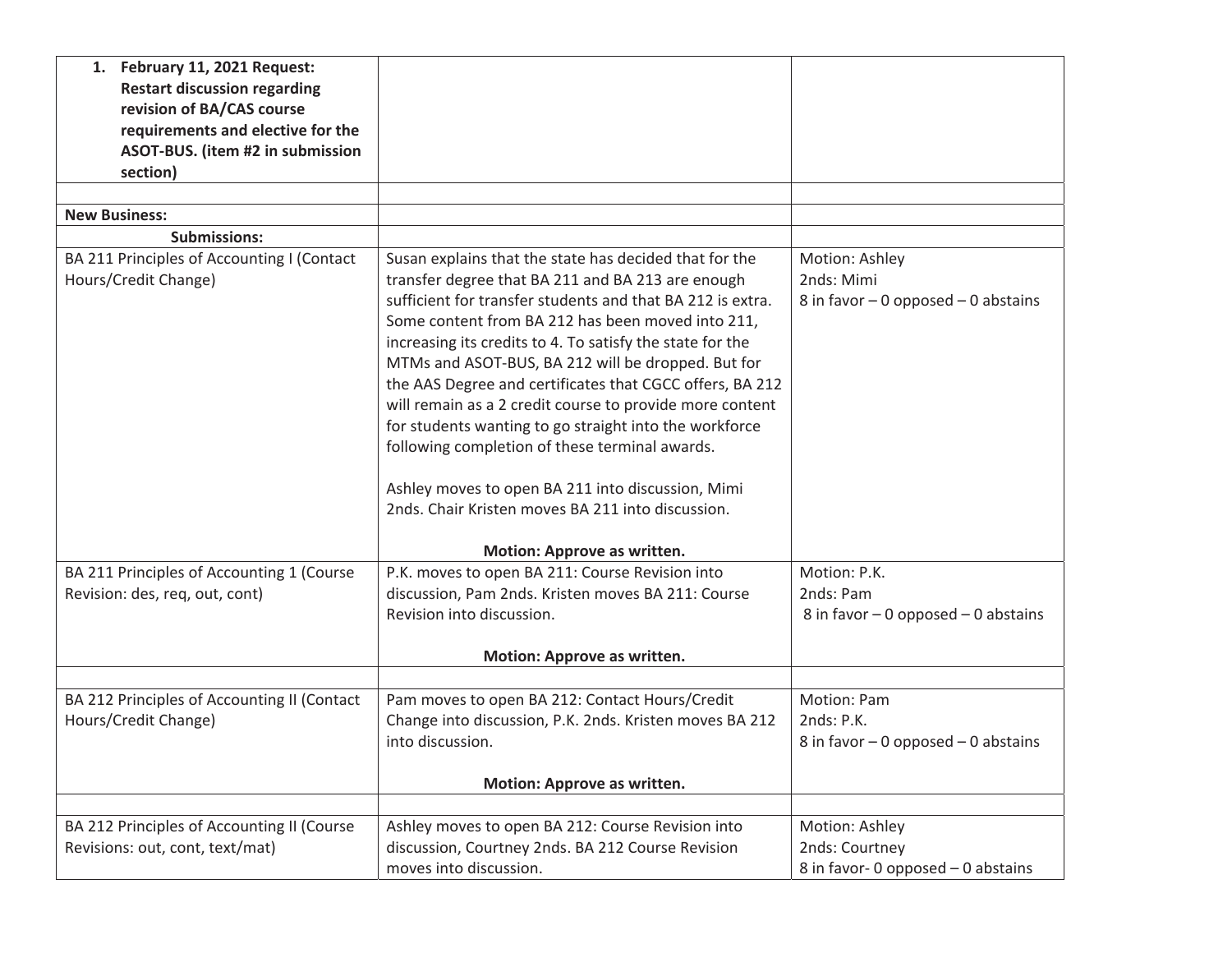| | | |
|---|---|---|
| **1. February 11, 2021 Request: Restart discussion regarding revision of BA/CAS course requirements and elective for the ASOT-BUS. (item #2 in submission section)** | | |
| | | |
| **New Business:** | | |
| **Submissions:** | | |
| BA 211 Principles of Accounting I (Contact Hours/Credit Change) | Susan explains that the state has decided that for the transfer degree that BA 211 and BA 213 are enough sufficient for transfer students and that BA 212 is extra. Some content from BA 212 has been moved into 211, increasing its credits to 4. To satisfy the state for the MTMs and ASOT-BUS, BA 212 will be dropped. But for the AAS Degree and certificates that CGCC offers, BA 212 will remain as a 2 credit course to provide more content for students wanting to go straight into the workforce following completion of these terminal awards.<br><br>Ashley moves to open BA 211 into discussion, Mimi 2nds. Chair Kristen moves BA 211 into discussion.<br><br>**Motion: Approve as written.** | Motion: Ashley<br>2nds: Mimi<br>8 in favor – 0 opposed – 0 abstains |
| BA 211 Principles of Accounting 1 (Course Revision: des, req, out, cont) | P.K. moves to open BA 211: Course Revision into discussion, Pam 2nds. Kristen moves BA 211: Course Revision into discussion.<br><br>**Motion: Approve as written.** | Motion: P.K.<br>2nds: Pam<br>8 in favor – 0 opposed – 0 abstains |
| | | |
| BA 212 Principles of Accounting II (Contact Hours/Credit Change) | Pam moves to open BA 212: Contact Hours/Credit Change into discussion, P.K. 2nds. Kristen moves BA 212 into discussion.<br><br>**Motion: Approve as written.** | Motion: Pam<br>2nds: P.K.<br>8 in favor – 0 opposed – 0 abstains |
| | | |
| BA 212 Principles of Accounting II (Course Revisions: out, cont, text/mat) | Ashley moves to open BA 212: Course Revision into discussion, Courtney 2nds. BA 212 Course Revision moves into discussion. | Motion: Ashley<br>2nds: Courtney<br>8 in favor- 0 opposed – 0 abstains |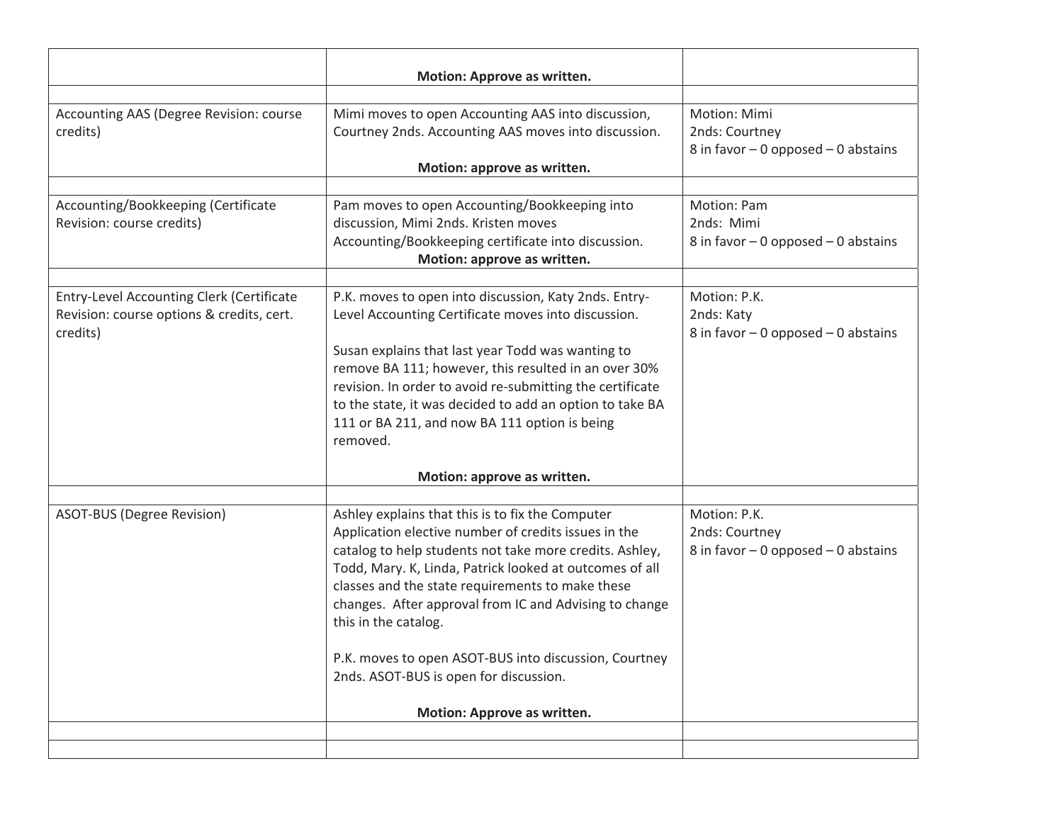| | | |
|---|---|---|
| | **Motion: Approve as written.** | |
| | | |
| Accounting AAS (Degree Revision: course credits) | Mimi moves to open Accounting AAS into discussion, Courtney 2nds. Accounting AAS moves into discussion.<br><br>**Motion: approve as written.** | Motion: Mimi<br>2nds: Courtney<br>8 in favor – 0 opposed – 0 abstains |
| | | |
| Accounting/Bookkeeping (Certificate Revision: course credits) | Pam moves to open Accounting/Bookkeeping into discussion, Mimi 2nds. Kristen moves Accounting/Bookkeeping certificate into discussion.<br>**Motion: approve as written.** | Motion: Pam<br>2nds: Mimi<br>8 in favor – 0 opposed – 0 abstains |
| | | |
| Entry-Level Accounting Clerk (Certificate Revision: course options & credits, cert. credits) | P.K. moves to open into discussion, Katy 2nds. Entry-Level Accounting Certificate moves into discussion.<br><br>Susan explains that last year Todd was wanting to remove BA 111; however, this resulted in an over 30% revision. In order to avoid re-submitting the certificate to the state, it was decided to add an option to take BA 111 or BA 211, and now BA 111 option is being removed.<br><br>**Motion: approve as written.** | Motion: P.K.<br>2nds: Katy<br>8 in favor – 0 opposed – 0 abstains |
| | | |
| ASOT-BUS (Degree Revision) | Ashley explains that this is to fix the Computer Application elective number of credits issues in the catalog to help students not take more credits. Ashley, Todd, Mary. K, Linda, Patrick looked at outcomes of all classes and the state requirements to make these changes. After approval from IC and Advising to change this in the catalog.<br><br>P.K. moves to open ASOT-BUS into discussion, Courtney 2nds. ASOT-BUS is open for discussion.<br><br>**Motion: Approve as written.** | Motion: P.K.<br>2nds: Courtney<br>8 in favor – 0 opposed – 0 abstains |
| | | |
| | | |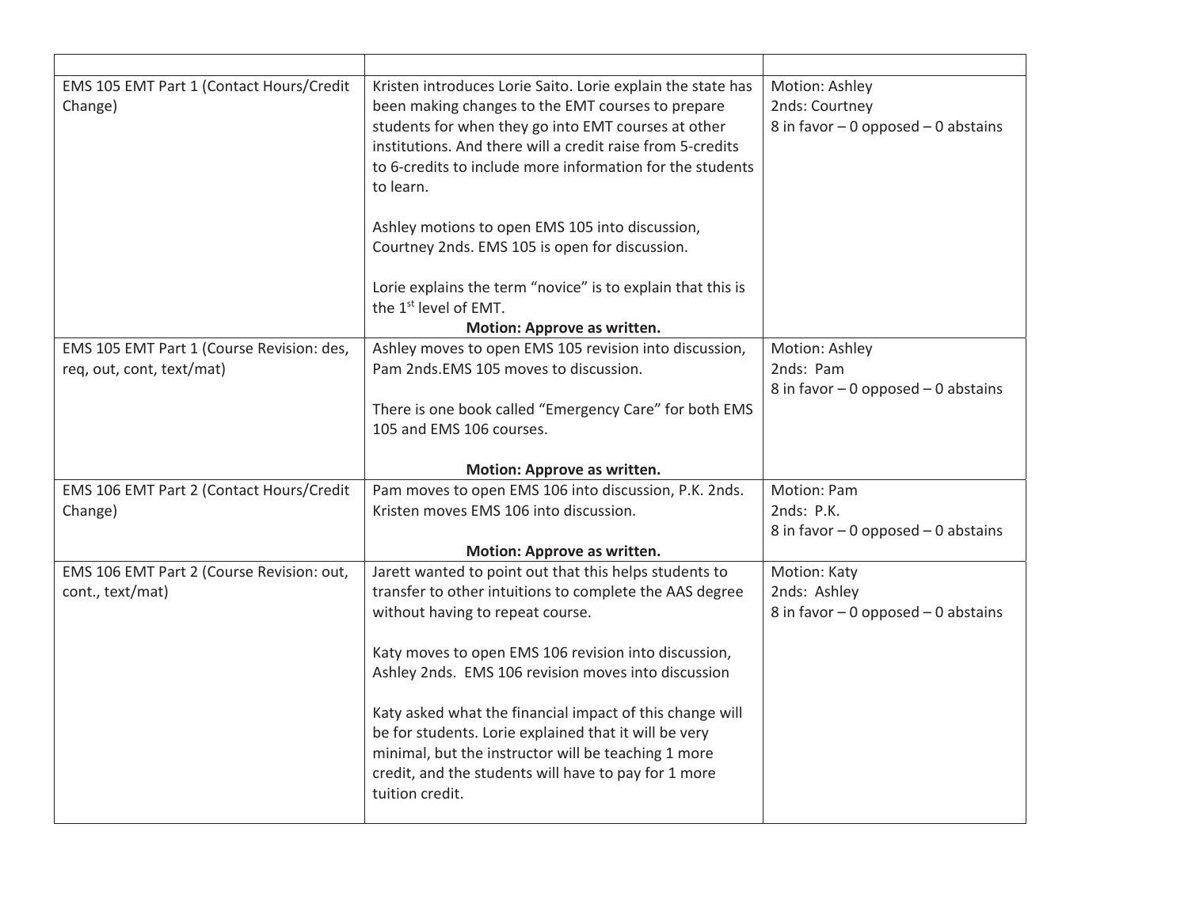| | | |
|---|---|---|
| EMS 105 EMT Part 1 (Contact Hours/Credit Change) | Kristen introduces Lorie Saito. Lorie explain the state has been making changes to the EMT courses to prepare students for when they go into EMT courses at other institutions. And there will a credit raise from 5-credits to 6-credits to include more information for the students to learn.<br><br>Ashley motions to open EMS 105 into discussion, Courtney 2nds. EMS 105 is open for discussion.<br><br>Lorie explains the term "novice" is to explain that this is the 1st level of EMT.<br>**Motion: Approve as written.** | Motion: Ashley<br>2nds: Courtney<br>8 in favor – 0 opposed – 0 abstains |
| EMS 105 EMT Part 1 (Course Revision: des, req, out, cont, text/mat) | Ashley moves to open EMS 105 revision into discussion, Pam 2nds.EMS 105 moves to discussion.<br><br>There is one book called "Emergency Care" for both EMS 105 and EMS 106 courses.<br><br>**Motion: Approve as written.** | Motion: Ashley<br>2nds: Pam<br>8 in favor – 0 opposed – 0 abstains |
| EMS 106 EMT Part 2 (Contact Hours/Credit Change) | Pam moves to open EMS 106 into discussion, P.K. 2nds. Kristen moves EMS 106 into discussion.<br><br>**Motion: Approve as written.** | Motion: Pam<br>2nds: P.K.<br>8 in favor – 0 opposed – 0 abstains |
| EMS 106 EMT Part 2 (Course Revision: out, cont., text/mat) | Jarett wanted to point out that this helps students to transfer to other intuitions to complete the AAS degree without having to repeat course.<br><br>Katy moves to open EMS 106 revision into discussion, Ashley 2nds. EMS 106 revision moves into discussion<br><br>Katy asked what the financial impact of this change will be for students. Lorie explained that it will be very minimal, but the instructor will be teaching 1 more credit, and the students will have to pay for 1 more tuition credit. | Motion: Katy<br>2nds: Ashley<br>8 in favor – 0 opposed – 0 abstains |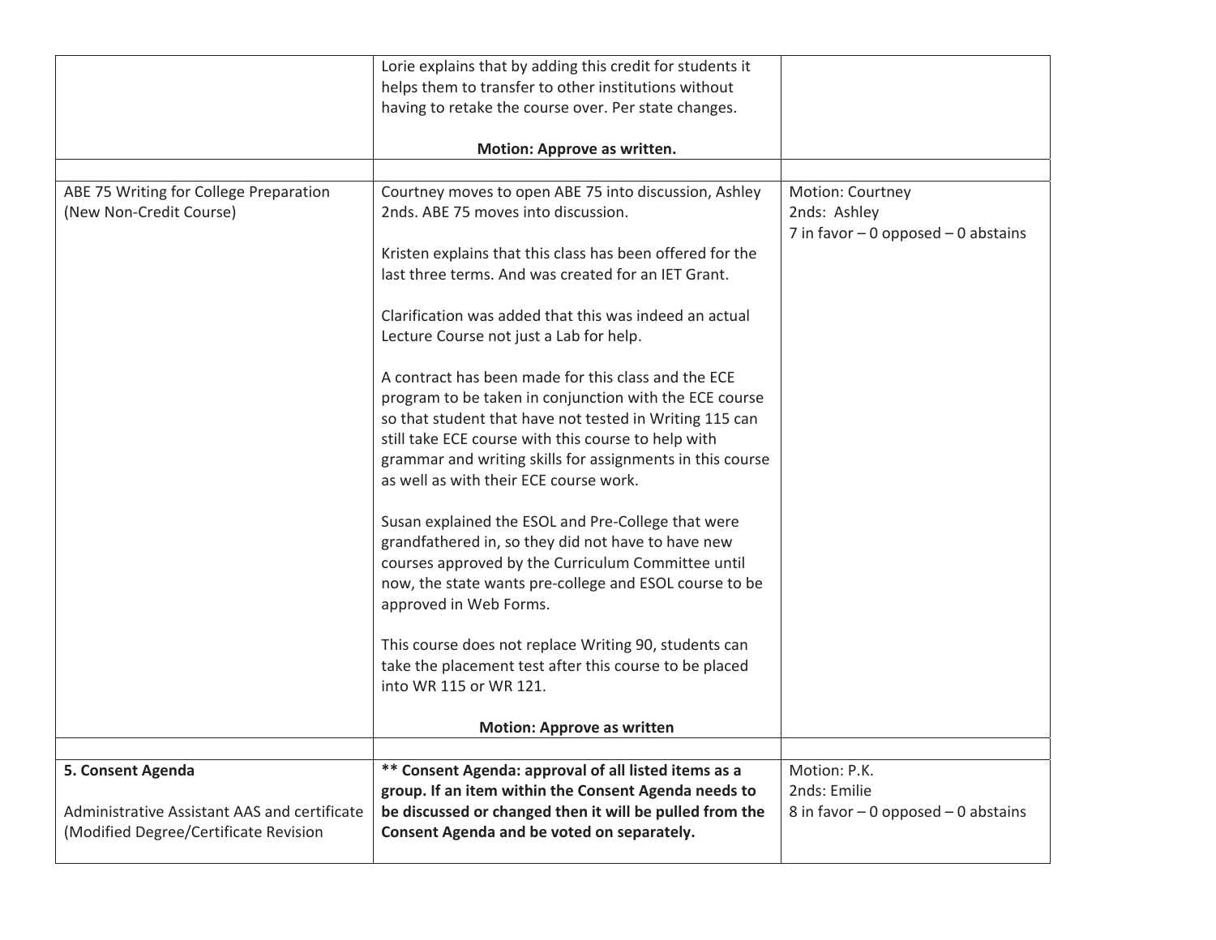| | | |
|---|---|---|
| | Lorie explains that by adding this credit for students it helps them to transfer to other institutions without having to retake the course over. Per state changes.<br><br>**Motion: Approve as written.** | |
| | | |
| ABE 75 Writing for College Preparation (New Non-Credit Course) | Courtney moves to open ABE 75 into discussion, Ashley 2nds. ABE 75 moves into discussion.<br><br>Kristen explains that this class has been offered for the last three terms. And was created for an IET Grant.<br><br>Clarification was added that this was indeed an actual Lecture Course not just a Lab for help.<br><br>A contract has been made for this class and the ECE program to be taken in conjunction with the ECE course so that student that have not tested in Writing 115 can still take ECE course with this course to help with grammar and writing skills for assignments in this course as well as with their ECE course work.<br><br>Susan explained the ESOL and Pre-College that were grandfathered in, so they did not have to have new courses approved by the Curriculum Committee until now, the state wants pre-college and ESOL course to be approved in Web Forms.<br><br>This course does not replace Writing 90, students can take the placement test after this course to be placed into WR 115 or WR 121.<br><br>**Motion: Approve as written** | Motion: Courtney<br>2nds: Ashley<br>7 in favor – 0 opposed – 0 abstains |
| | | |
| **5. Consent Agenda**<br><br>Administrative Assistant AAS and certificate (Modified Degree/Certificate Revision | **** Consent Agenda: approval of all listed items as a group. If an item within the Consent Agenda needs to be discussed or changed then it will be pulled from the Consent Agenda and be voted on separately.** | Motion: P.K.<br>2nds: Emilie<br>8 in favor – 0 opposed – 0 abstains |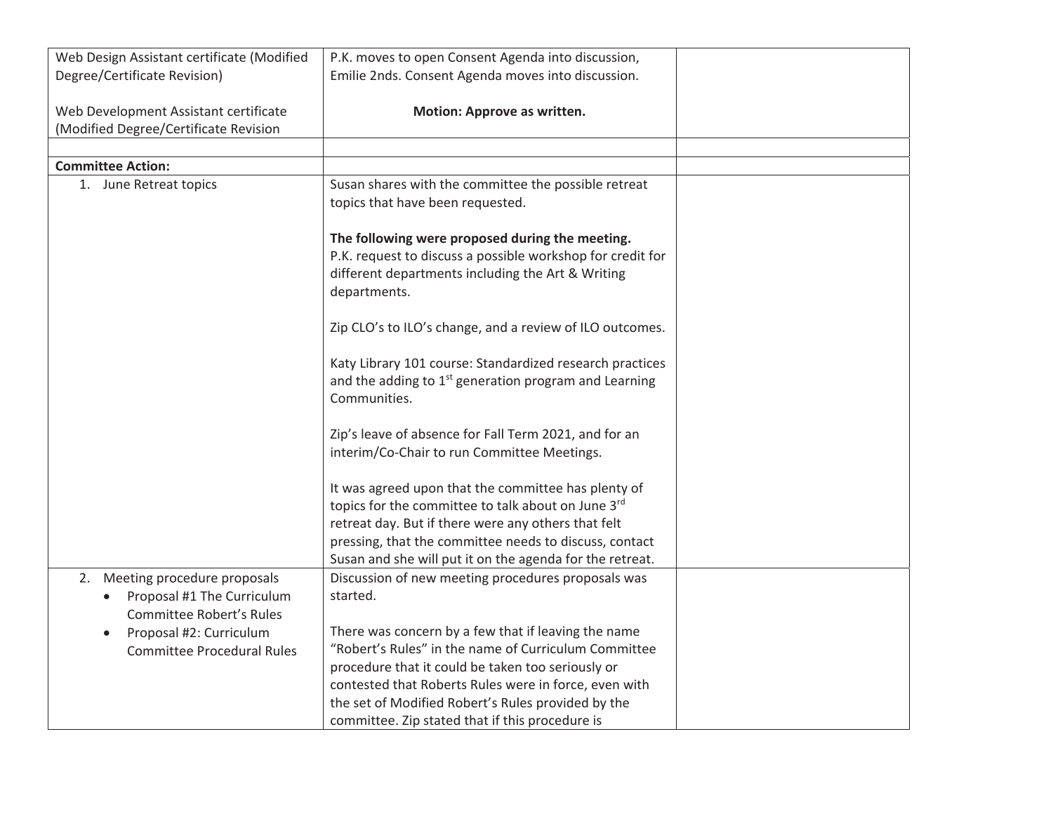| | | |
|---|---|---|
| Web Design Assistant certificate (Modified Degree/Certificate Revision)<br><br>Web Development Assistant certificate (Modified Degree/Certificate Revision | P.K. moves to open Consent Agenda into discussion, Emilie 2nds. Consent Agenda moves into discussion.<br><br>**Motion: Approve as written.** | |
| | | |
| **Committee Action:** | | |
| 1. June Retreat topics | Susan shares with the committee the possible retreat topics that have been requested.<br><br>**The following were proposed during the meeting.**<br>P.K. request to discuss a possible workshop for credit for different departments including the Art & Writing departments.<br><br>Zip CLO's to ILO's change, and a review of ILO outcomes.<br><br>Katy Library 101 course: Standardized research practices and the adding to 1st generation program and Learning Communities.<br><br>Zip's leave of absence for Fall Term 2021, and for an interim/Co-Chair to run Committee Meetings.<br><br>It was agreed upon that the committee has plenty of topics for the committee to talk about on June 3rd retreat day. But if there were any others that felt pressing, that the committee needs to discuss, contact Susan and she will put it on the agenda for the retreat. | |
| 2. Meeting procedure proposals<br>• Proposal #1 The Curriculum Committee Robert's Rules<br>• Proposal #2: Curriculum Committee Procedural Rules | Discussion of new meeting procedures proposals was started.<br><br>There was concern by a few that if leaving the name "Robert's Rules" in the name of Curriculum Committee procedure that it could be taken too seriously or contested that Roberts Rules were in force, even with the set of Modified Robert's Rules provided by the committee. Zip stated that if this procedure is | |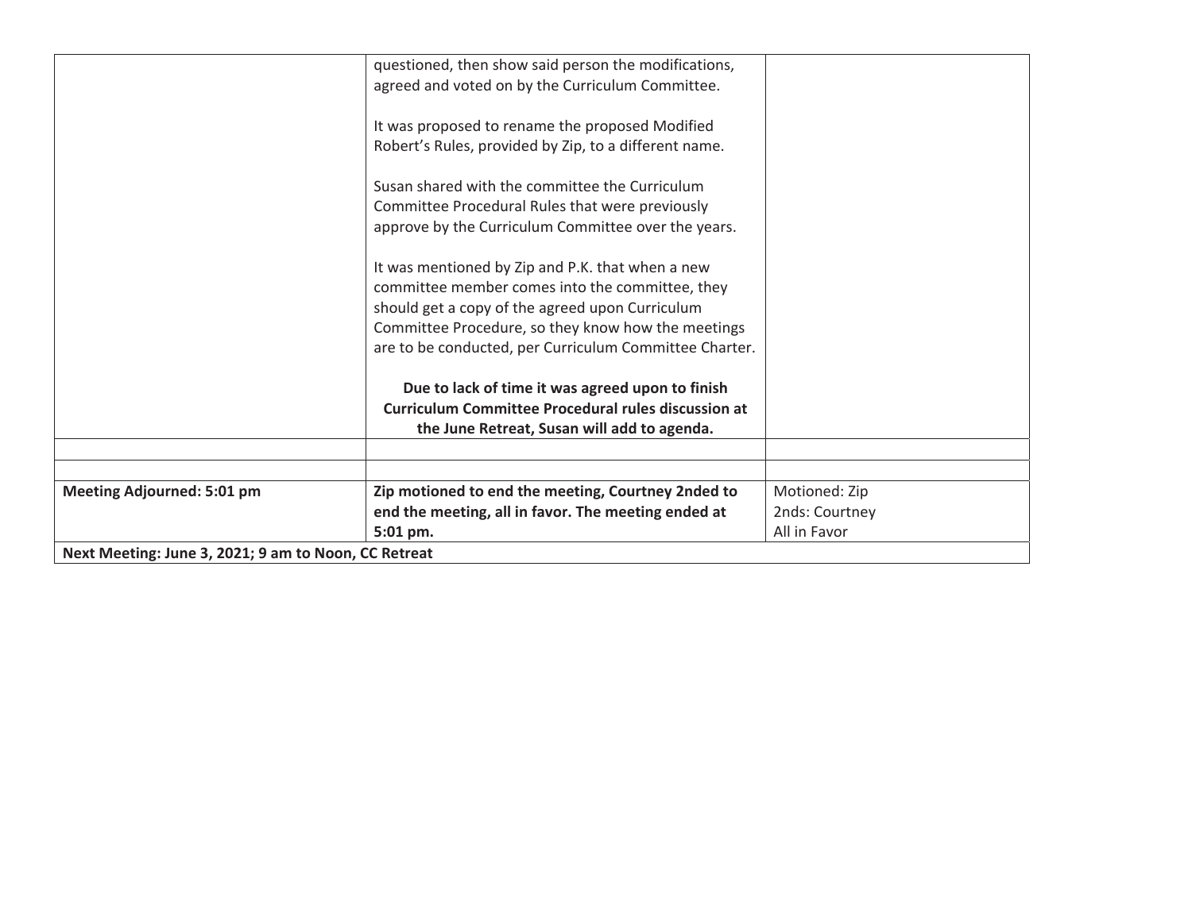| | | |
|---|---|---|
| | questioned, then show said person the modifications, agreed and voted on by the Curriculum Committee.<br><br>It was proposed to rename the proposed Modified Robert's Rules, provided by Zip, to a different name.<br><br>Susan shared with the committee the Curriculum Committee Procedural Rules that were previously approve by the Curriculum Committee over the years.<br><br>It was mentioned by Zip and P.K. that when a new committee member comes into the committee, they should get a copy of the agreed upon Curriculum Committee Procedure, so they know how the meetings are to be conducted, per Curriculum Committee Charter.<br><br>**Due to lack of time it was agreed upon to finish Curriculum Committee Procedural rules discussion at the June Retreat, Susan will add to agenda.** | |
| | | |
| | | |
| **Meeting Adjourned: 5:01 pm** | **Zip motioned to end the meeting, Courtney 2nded to end the meeting, all in favor. The meeting ended at 5:01 pm.** | Motioned: Zip<br>2nds: Courtney<br>All in Favor |
| **Next Meeting: June 3, 2021; 9 am to Noon, CC Retreat** | | |